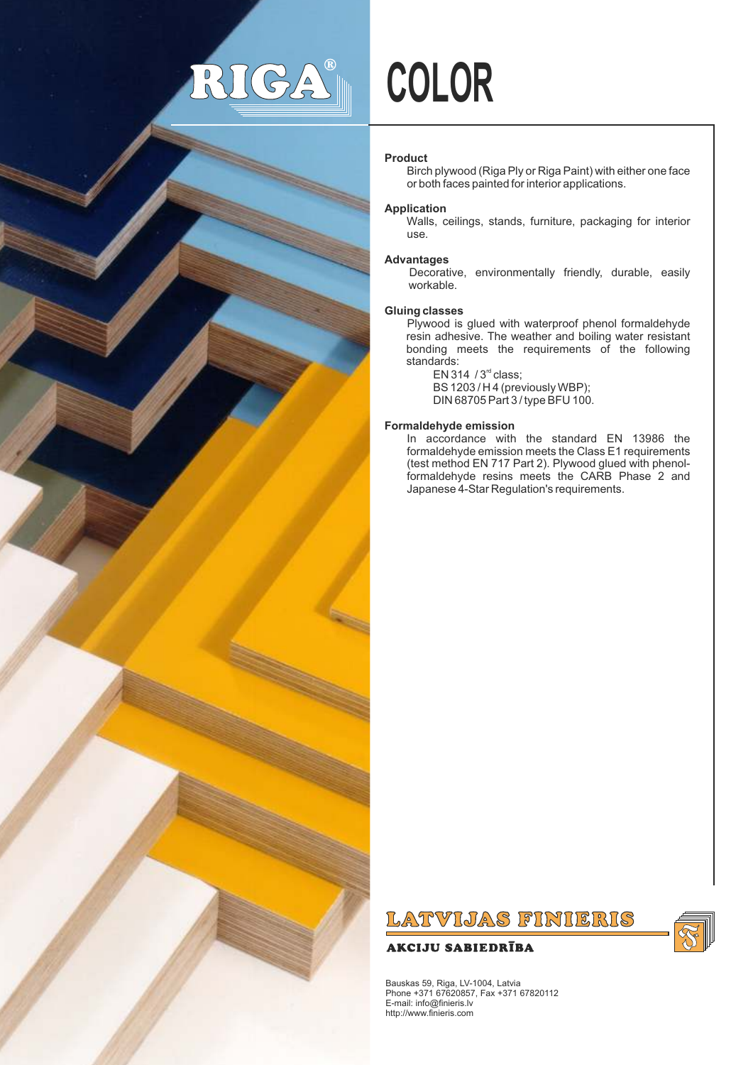RIGA®

# COLOR

### Product

Birch plywood (Riga Ply or Riga Paint) with either one face or both faces painted for interior applications.

### Application

Walls, ceilings, stands, furniture, packaging for interior use.

### Advantages

Decorative, environmentally friendly, durable, easily workable.

### Gluing classes

Plywood is glued with waterproof phenol formaldehyde resin adhesive. The weather and boiling water resistant bonding meets the requirements of the following standards:

- EN 314 / 3rd class;
- BS 1203 / H 4 (previously WBP);
- DIN 68705 Part 3 / type BFU 100.

### Formaldehyde emission

In accordance with the standard EN 13986 the formaldehyde emission meets the Class E1 requirements (test method EN 717 Part 2). Plywood glued with phenol-formaldehyde resins meets the CARB Phase 2 and Japanese 4-Star Regulation's requirements.

**LATVIJAS FINIERIS**

**AKCIJU SABIEDRĪBA**

Bauskas 59, Riga, LV-1004, Latvia
Phone +371 67620857, Fax +371 67820112
E-mail: info@finieris.lv
http://www.finieris.com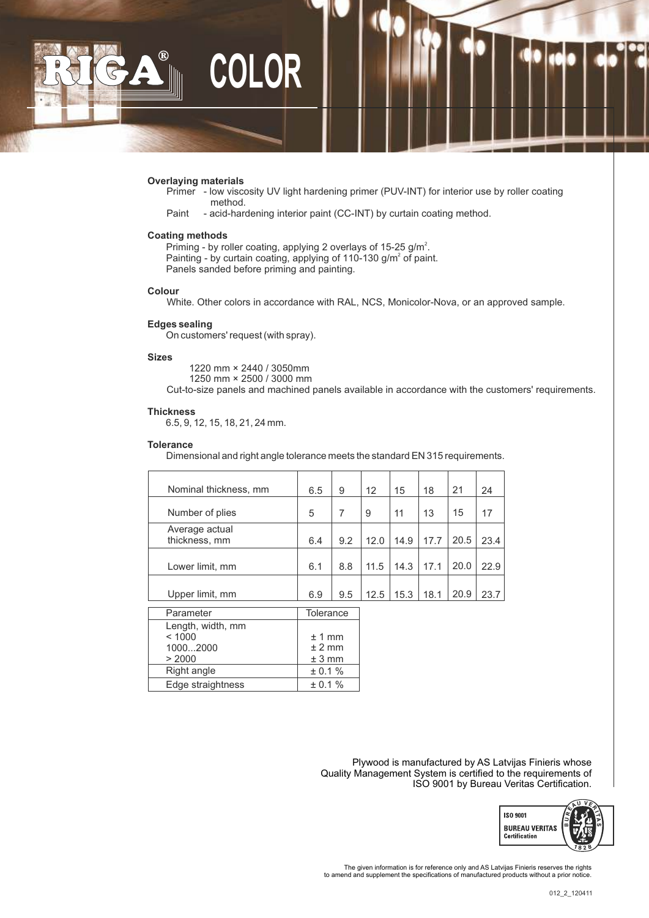# RIGA® COLOR

**Overlaying materials**

Primer - low viscosity UV light hardening primer (PUV-INT) for interior use by roller coating method.

Paint - acid-hardening interior paint (CC-INT) by curtain coating method.

**Coating methods**

Priming - by roller coating, applying 2 overlays of 15-25 g/m$^2$.
Painting - by curtain coating, applying of 110-130 g/m$^2$ of paint.
Panels sanded before priming and painting.

**Colour**

White. Other colors in accordance with RAL, NCS, Monicolor-Nova, or an approved sample.

**Edges sealing**

On customers' request (with spray).

**Sizes**

1220 mm × 2440 / 3050mm
1250 mm × 2500 / 3000 mm
Cut-to-size panels and machined panels available in accordance with the customers' requirements.

**Thickness**

6.5, 9, 12, 15, 18, 21, 24 mm.

**Tolerance**

Dimensional and right angle tolerance meets the standard EN 315 requirements.

| Nominal thickness, mm | 6.5 | 9 | 12 | 15 | 18 | 21 | 24 |
|---|---|---|---|---|---|---|---|
| Number of plies | 5 | 7 | 9 | 11 | 13 | 15 | 17 |
| Average actual thickness, mm | 6.4 | 9.2 | 12.0 | 14.9 | 17.7 | 20.5 | 23.4 |
| Lower limit, mm | 6.1 | 8.8 | 11.5 | 14.3 | 17.1 | 20.0 | 22.9 |
| Upper limit, mm | 6.9 | 9.5 | 12.5 | 15.3 | 18.1 | 20.9 | 23.7 |

| Parameter | Tolerance |
|---|---|
| Length, width, mm | |
| < 1000 | ± 1 mm |
| 1000...2000 | ± 2 mm |
| > 2000 | ± 3 mm |
| Right angle | ± 0.1 % |
| Edge straightness | ± 0.1 % |

Plywood is manufactured by AS Latvijas Finieris whose Quality Management System is certified to the requirements of ISO 9001 by Bureau Veritas Certification.

ISO 9001
BUREAU VERITAS
Certification

The given information is for reference only and AS Latvijas Finieris reserves the rights to amend and supplement the specifications of manufactured products without a prior notice.

012_2_120411